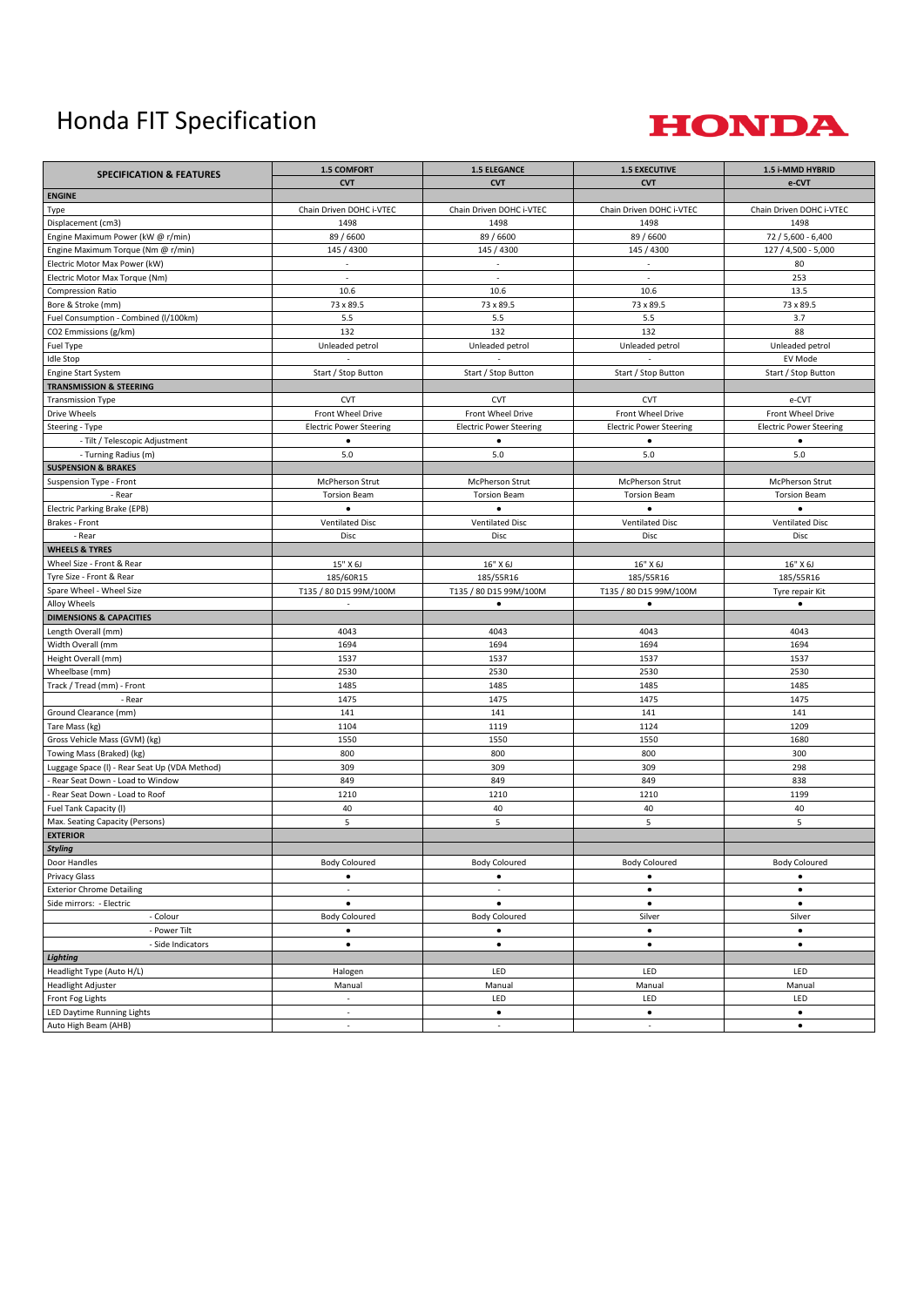# Honda FIT Specification

| SPECIFICATION & FEATURES | 1.5 COMFORT | 1.5 ELEGANCE | 1.5 EXECUTIVE | 1.5 i-MMD HYBRID |
|---|---|---|---|---|
| | CVT | CVT | CVT | e-CVT |
| **ENGINE** | | | | |
| Type | Chain Driven DOHC i-VTEC | Chain Driven DOHC i-VTEC | Chain Driven DOHC i-VTEC | Chain Driven DOHC i-VTEC |
| Displacement (cm3) | 1498 | 1498 | 1498 | 1498 |
| Engine Maximum Power (kW @ r/min) | 89 / 6600 | 89 / 6600 | 89 / 6600 | 72 / 5,600 - 6,400 |
| Engine Maximum Torque (Nm @ r/min) | 145 / 4300 | 145 / 4300 | 145 / 4300 | 127 / 4,500 - 5,000 |
| Electric Motor Max Power (kW) | - | - | - | 80 |
| Electric Motor Max Torque (Nm) | - | - | - | 253 |
| Compression Ratio | 10.6 | 10.6 | 10.6 | 13.5 |
| Bore & Stroke (mm) | 73 x 89.5 | 73 x 89.5 | 73 x 89.5 | 73 x 89.5 |
| Fuel Consumption - Combined (l/100km) | 5.5 | 5.5 | 5.5 | 3.7 |
| CO2 Emmissions (g/km) | 132 | 132 | 132 | 88 |
| Fuel Type | Unleaded petrol | Unleaded petrol | Unleaded petrol | Unleaded petrol |
| Idle Stop | - | - | - | EV Mode |
| Engine Start System | Start / Stop Button | Start / Stop Button | Start / Stop Button | Start / Stop Button |
| **TRANSMISSION & STEERING** | | | | |
| Transmission Type | CVT | CVT | CVT | e-CVT |
| Drive Wheels | Front Wheel Drive | Front Wheel Drive | Front Wheel Drive | Front Wheel Drive |
| Steering - Type | Electric Power Steering | Electric Power Steering | Electric Power Steering | Electric Power Steering |
| - Tilt / Telescopic Adjustment | • | • | • | • |
| - Turning Radius (m) | 5.0 | 5.0 | 5.0 | 5.0 |
| **SUSPENSION & BRAKES** | | | | |
| Suspension Type - Front | McPherson Strut | McPherson Strut | McPherson Strut | McPherson Strut |
| - Rear | Torsion Beam | Torsion Beam | Torsion Beam | Torsion Beam |
| Electric Parking Brake (EPB) | • | • | • | • |
| Brakes - Front | Ventilated Disc | Ventilated Disc | Ventilated Disc | Ventilated Disc |
| - Rear | Disc | Disc | Disc | Disc |
| **WHEELS & TYRES** | | | | |
| Wheel Size - Front & Rear | 15" X 6J | 16" X 6J | 16" X 6J | 16" X 6J |
| Tyre Size - Front & Rear | 185/60R15 | 185/55R16 | 185/55R16 | 185/55R16 |
| Spare Wheel - Wheel Size | T135 / 80 D15 99M/100M | T135 / 80 D15 99M/100M | T135 / 80 D15 99M/100M | Tyre repair Kit |
| Alloy Wheels | - | • | • | • |
| **DIMENSIONS & CAPACITIES** | | | | |
| Length Overall (mm) | 4043 | 4043 | 4043 | 4043 |
| Width Overall (mm | 1694 | 1694 | 1694 | 1694 |
| Height Overall (mm) | 1537 | 1537 | 1537 | 1537 |
| Wheelbase (mm) | 2530 | 2530 | 2530 | 2530 |
| Track / Tread (mm) - Front | 1485 | 1485 | 1485 | 1485 |
| - Rear | 1475 | 1475 | 1475 | 1475 |
| Ground Clearance (mm) | 141 | 141 | 141 | 141 |
| Tare Mass (kg) | 1104 | 1119 | 1124 | 1209 |
| Gross Vehicle Mass (GVM) (kg) | 1550 | 1550 | 1550 | 1680 |
| Towing Mass (Braked) (kg) | 800 | 800 | 800 | 300 |
| Luggage Space (l) - Rear Seat Up (VDA Method) | 309 | 309 | 309 | 298 |
| - Rear Seat Down - Load to Window | 849 | 849 | 849 | 838 |
| - Rear Seat Down - Load to Roof | 1210 | 1210 | 1210 | 1199 |
| Fuel Tank Capacity (l) | 40 | 40 | 40 | 40 |
| Max. Seating Capacity (Persons) | 5 | 5 | 5 | 5 |
| **EXTERIOR** | | | | |
| ***Styling*** | | | | |
| Door Handles | Body Coloured | Body Coloured | Body Coloured | Body Coloured |
| Privacy Glass | • | • | • | • |
| Exterior Chrome Detailing | - | - | • | • |
| Side mirrors: - Electric | • | • | • | • |
| - Colour | Body Coloured | Body Coloured | Silver | Silver |
| - Power Tilt | • | • | • | • |
| - Side Indicators | • | • | • | • |
| ***Lighting*** | | | | |
| Headlight Type (Auto H/L) | Halogen | LED | LED | LED |
| Headlight Adjuster | Manual | Manual | Manual | Manual |
| Front Fog Lights | - | LED | LED | LED |
| LED Daytime Running Lights | - | • | • | • |
| Auto High Beam (AHB) | - | - | - | • |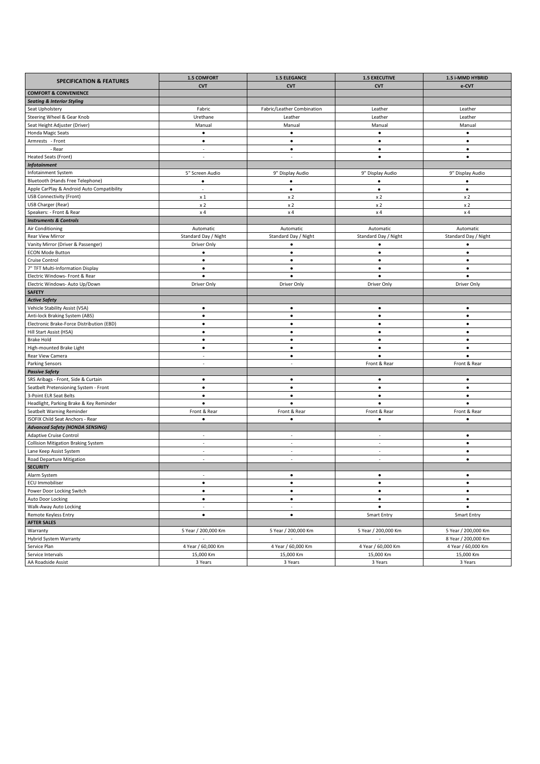| SPECIFICATION & FEATURES | 1.5 COMFORT | 1.5 ELEGANCE | 1.5 EXECUTIVE | 1.5 i-MMD HYBRID |
|---|---|---|---|---|
| | CVT | CVT | CVT | e-CVT |
| **COMFORT & CONVENIENCE** | | | | |
| ***Seating & Interior Styling*** | | | | |
| Seat Upholstery | Fabric | Fabric/Leather Combination | Leather | Leather |
| Steering Wheel & Gear Knob | Urethane | Leather | Leather | Leather |
| Seat Height Adjuster (Driver) | Manual | Manual | Manual | Manual |
| Honda Magic Seats | ● | ● | ● | ● |
| Armrests - Front | ● | ● | ● | ● |
| - Rear | - | ● | ● | ● |
| Heated Seats (Front) | - | - | ● | ● |
| ***Infotainment*** | | | | |
| Infotainment System | 5" Screen Audio | 9" Display Audio | 9" Display Audio | 9" Display Audio |
| Bluetooth (Hands Free Telephone) | ● | ● | ● | ● |
| Apple CarPlay & Android Auto Compatibility | - | ● | ● | ● |
| USB Connectivity (Front) | x 1 | x 2 | x 2 | x 2 |
| USB Charger (Rear) | x 2 | x 2 | x 2 | x 2 |
| Speakers: - Front & Rear | x 4 | x 4 | x 4 | x 4 |
| ***Instruments & Controls*** | | | | |
| Air Conditioning | Automatic | Automatic | Automatic | Automatic |
| Rear View Mirror | Standard Day / Night | Standard Day / Night | Standard Day / Night | Standard Day / Night |
| Vanity Mirror (Driver & Passenger) | Driver Only | ● | ● | ● |
| ECON Mode Button | ● | ● | ● | ● |
| Cruise Control | ● | ● | ● | ● |
| 7" TFT Multi-Information Display | ● | ● | ● | ● |
| Electric Windows- Front & Rear | ● | ● | ● | ● |
| Electric Windows- Auto Up/Down | Driver Only | Driver Only | Driver Only | Driver Only |
| **SAFETY** | | | | |
| ***Active Safety*** | | | | |
| Vehicle Stability Assist (VSA) | ● | ● | ● | ● |
| Anti-lock Braking System (ABS) | ● | ● | ● | ● |
| Electronic Brake-Force Distribution (EBD) | ● | ● | ● | ● |
| Hill Start Assist (HSA) | ● | ● | ● | ● |
| Brake Hold | ● | ● | ● | ● |
| High-mounted Brake Light | ● | ● | ● | ● |
| Rear View Camera | - | ● | ● | ● |
| Parking Sensors | - | - | Front & Rear | Front & Rear |
| ***Passive Safety*** | | | | |
| SRS Aribags - Front, Side & Curtain | ● | ● | ● | ● |
| Seatbelt Pretensioning System - Front | ● | ● | ● | ● |
| 3-Point ELR Seat Belts | ● | ● | ● | ● |
| Headlight, Parking Brake & Key Reminder | ● | ● | ● | ● |
| Seatbelt Warning Reminder | Front & Rear | Front & Rear | Front & Rear | Front & Rear |
| ISOFIX Child Seat Anchors - Rear | ● | ● | ● | ● |
| ***Advanced Safety (HONDA SENSING)*** | | | | |
| Adaptive Cruise Control | - | - | - | ● |
| Collision Mitigation Braking System | - | - | - | ● |
| Lane Keep Assist System | - | - | - | ● |
| Road Departure Mitigation | - | - | - | ● |
| **SECURITY** | | | | |
| Alarm System | - | ● | ● | ● |
| ECU Immobiliser | ● | ● | ● | ● |
| Power Door Locking Switch | ● | ● | ● | ● |
| Auto Door Locking | ● | ● | ● | ● |
| Walk-Away Auto Locking | - | - | ● | ● |
| Remote Keyless Entry | ● | ● | Smart Entry | Smart Entry |
| **AFTER SALES** | | | | |
| Warranty | 5 Year / 200,000 Km | 5 Year / 200,000 Km | 5 Year / 200,000 Km | 5 Year / 200,000 Km |
| Hybrid System Warranty | - | - | - | 8 Year / 200,000 Km |
| Service Plan | 4 Year / 60,000 Km | 4 Year / 60,000 Km | 4 Year / 60,000 Km | 4 Year / 60,000 Km |
| Service Intervals | 15,000 Km | 15,000 Km | 15,000 Km | 15,000 Km |
| AA Roadside Assist | 3 Years | 3 Years | 3 Years | 3 Years |